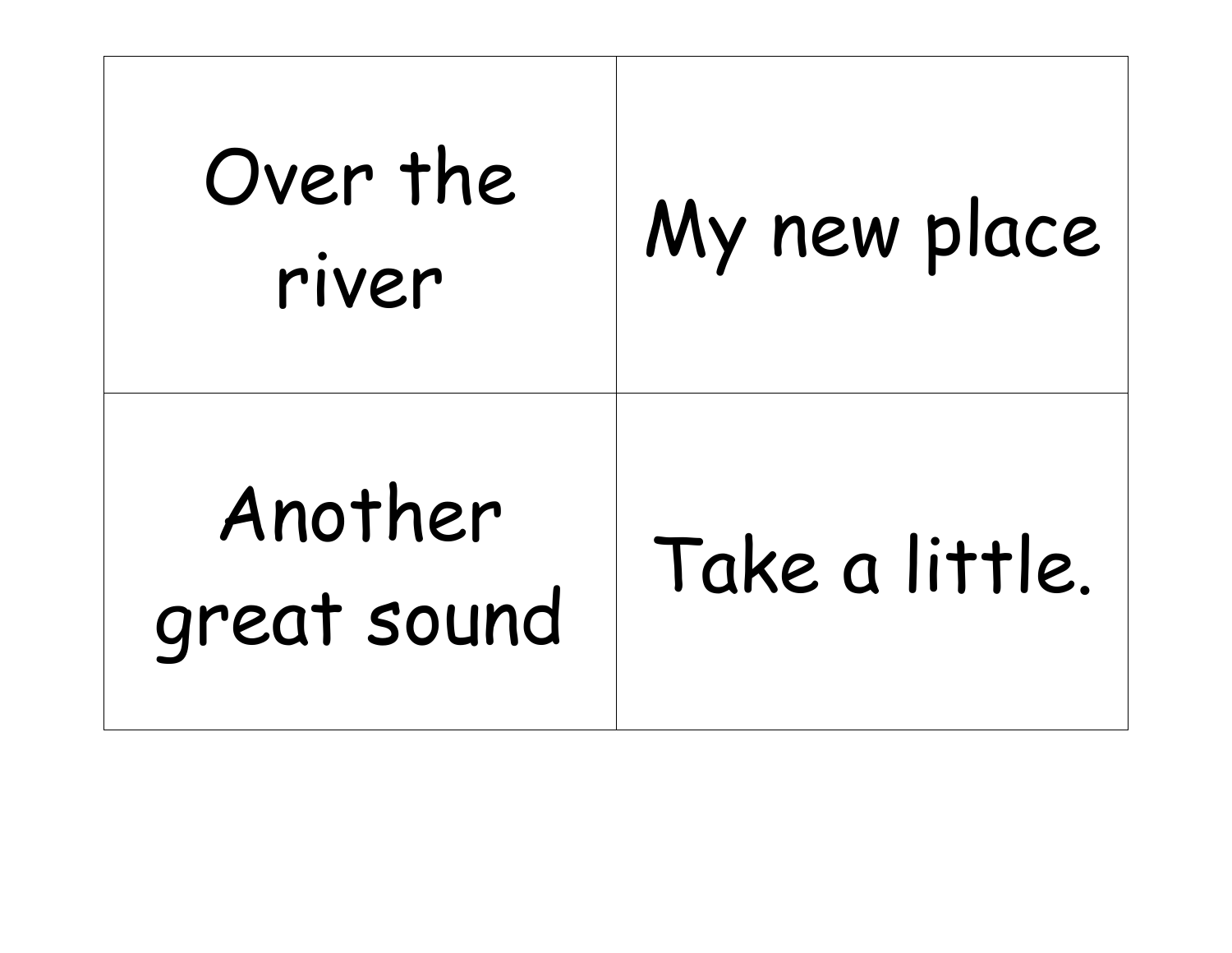| | |
|---|---|
| Over the river | My new place |
| Another great sound | Take a little. |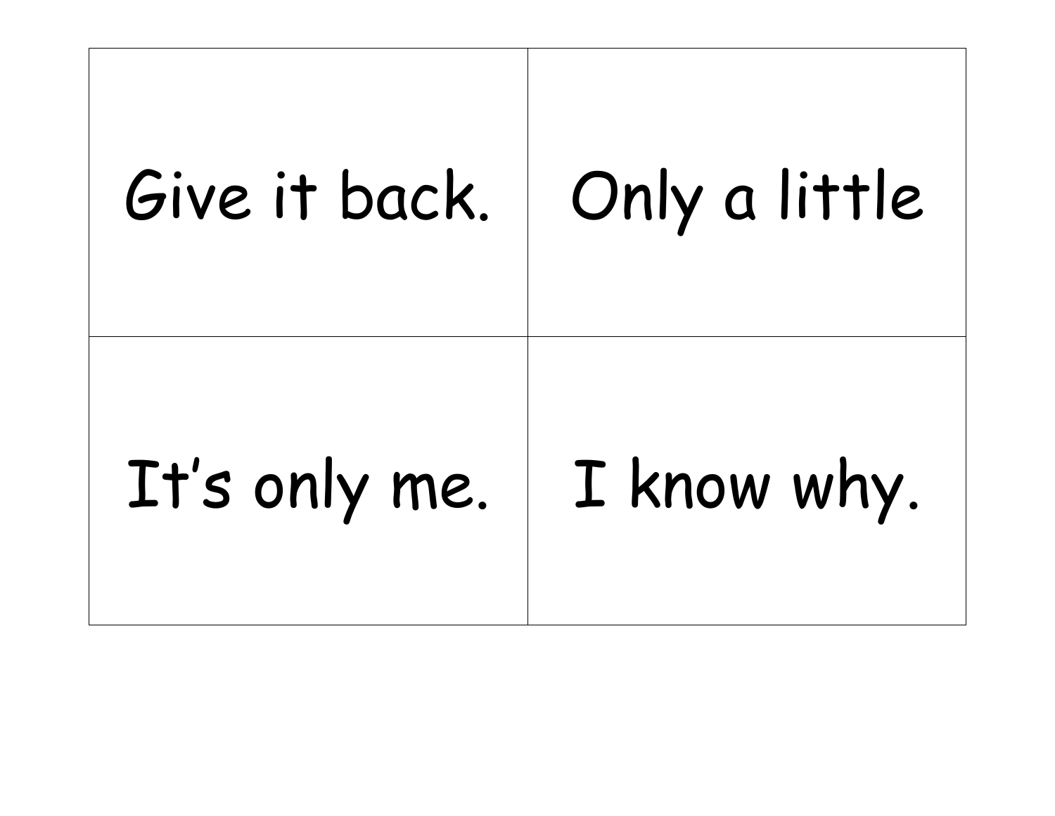| | |
|---|---|
| Give it back. | Only a little |
| It’s only me. | I know why. |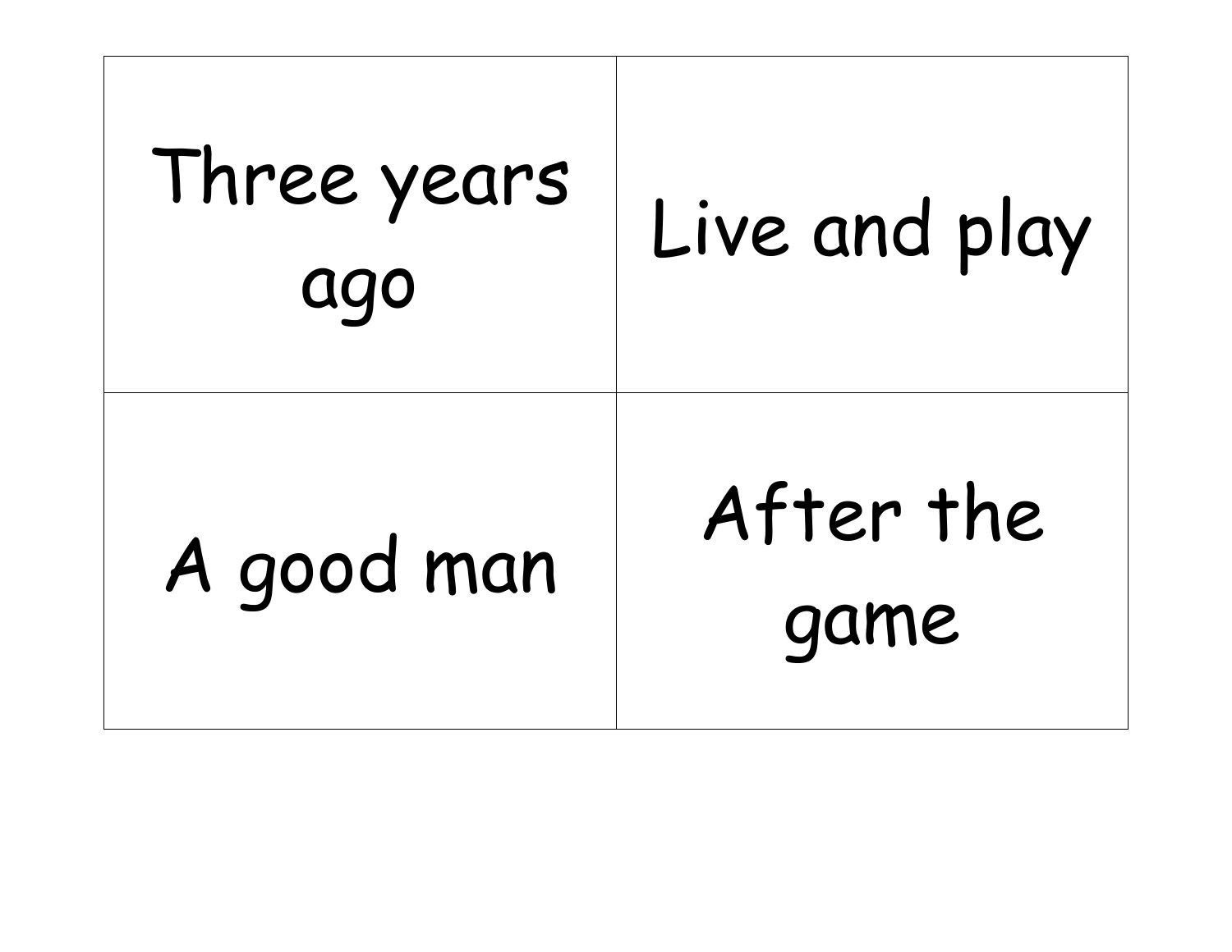| | |
|---|---|
| Three years ago | Live and play |
| A good man | After the game |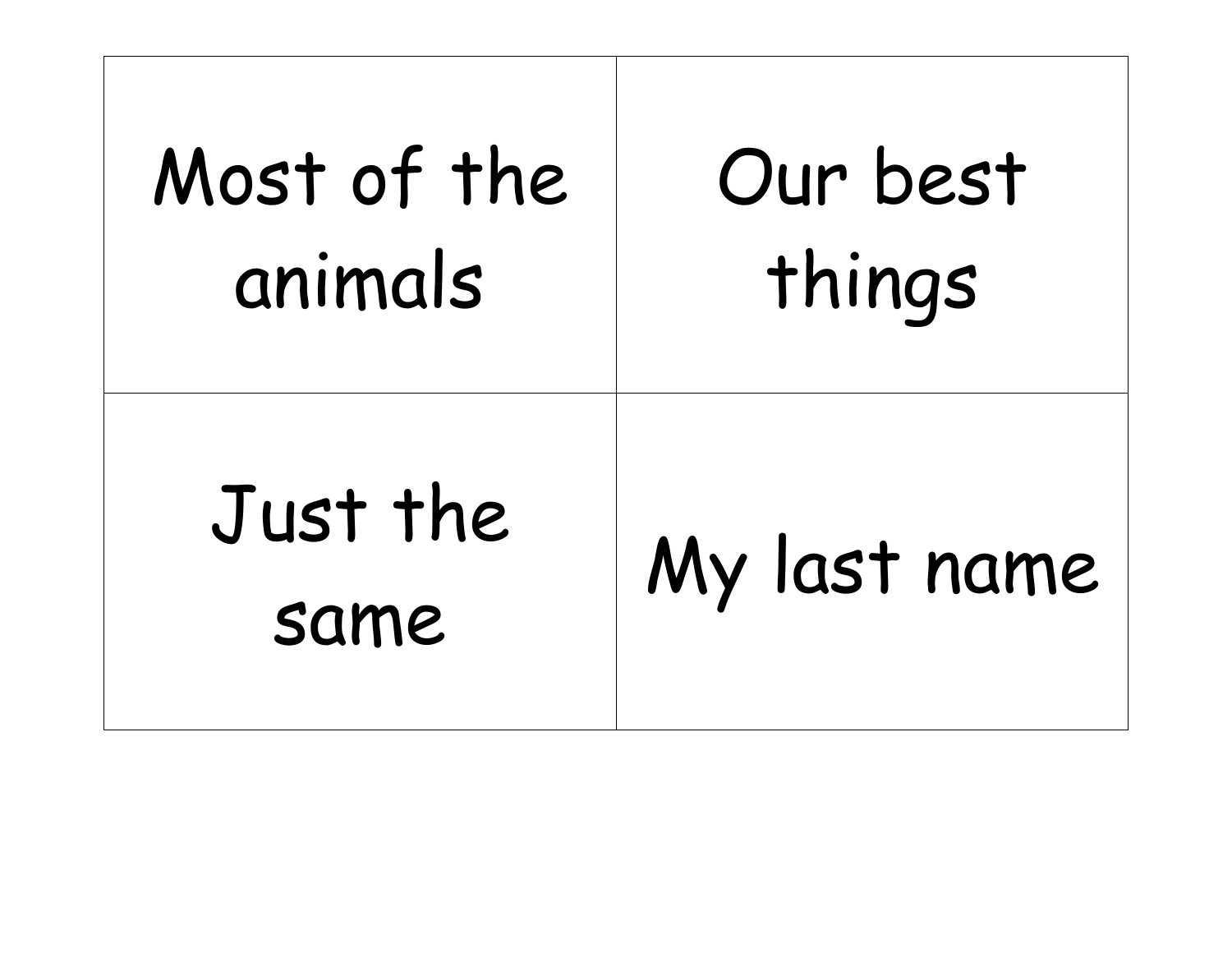| Most of the animals | Our best things |
| --- | --- |
| Just the same | My last name |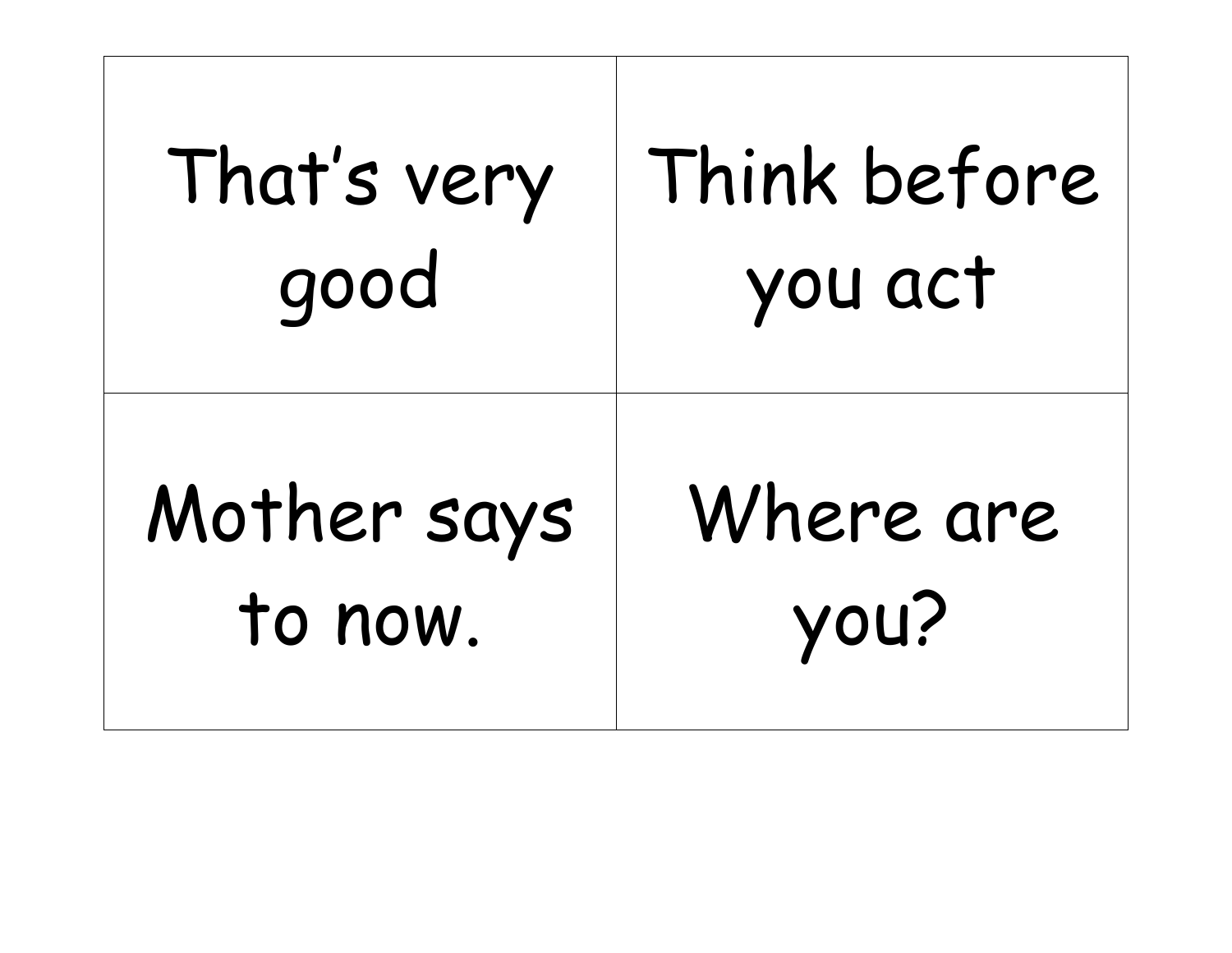| | |
|---|---|
| That's very good | Think before you act |
| Mother says to now. | Where are you? |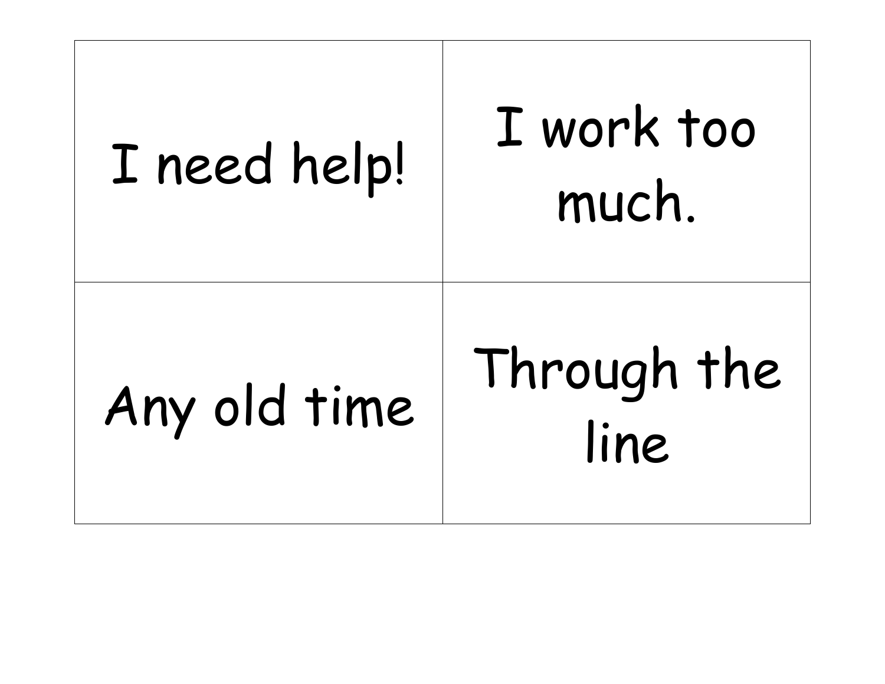| I need help! | I work too much. |
| --- | --- |
| Any old time | Through the line |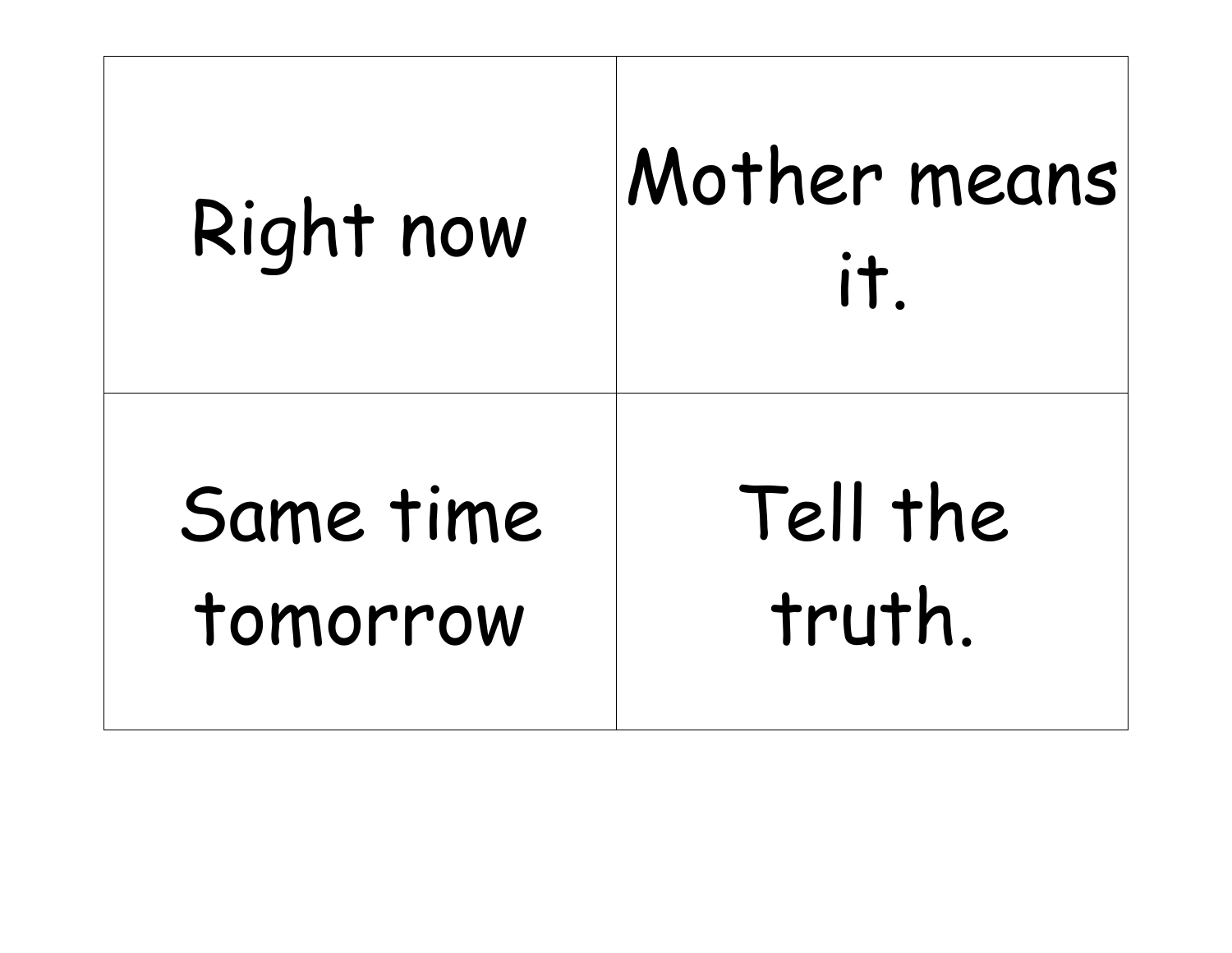| | |
|---|---|
| Right now | Mother means it. |
| Same time tomorrow | Tell the truth. |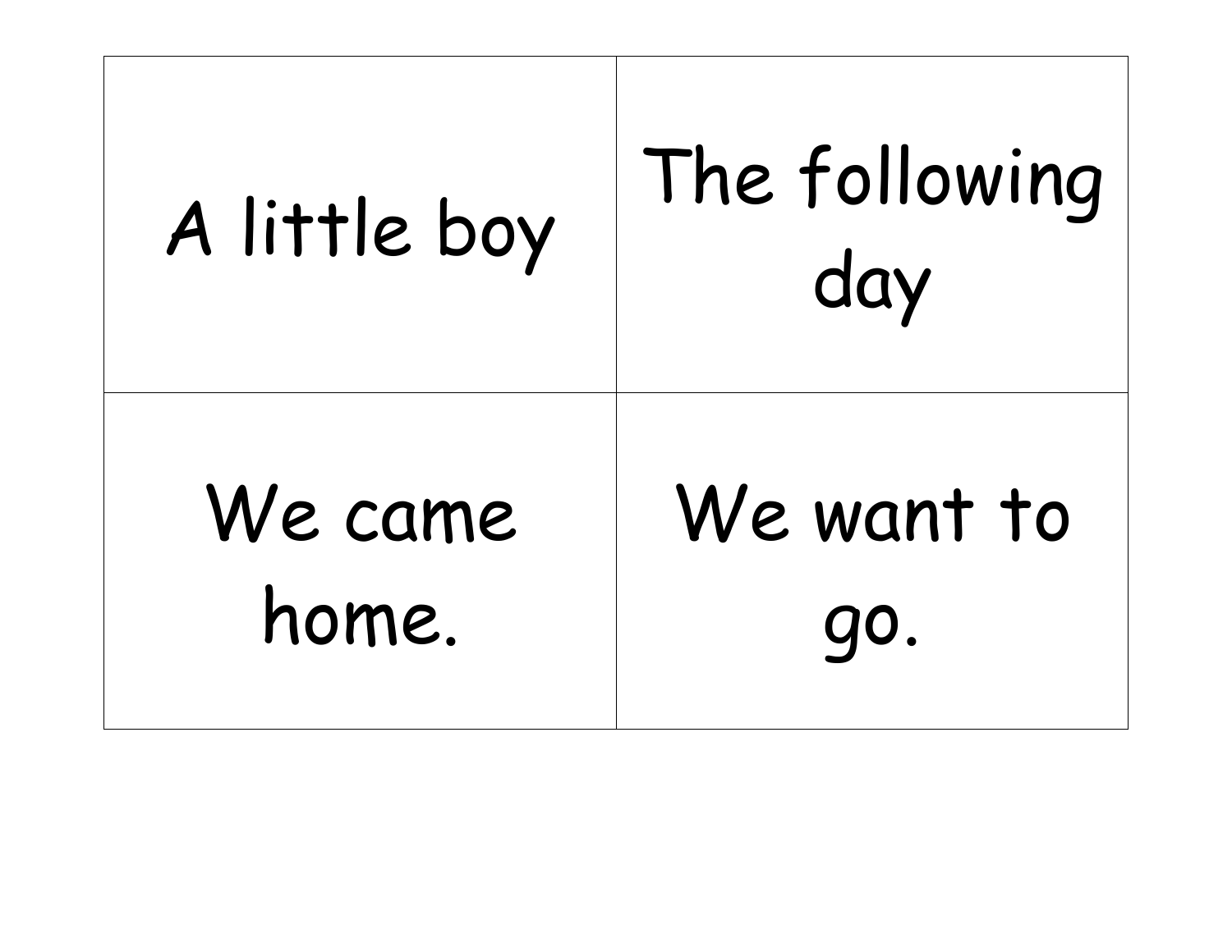| | |
|---|---|
| A little boy | The following day |
| We came home. | We want to go. |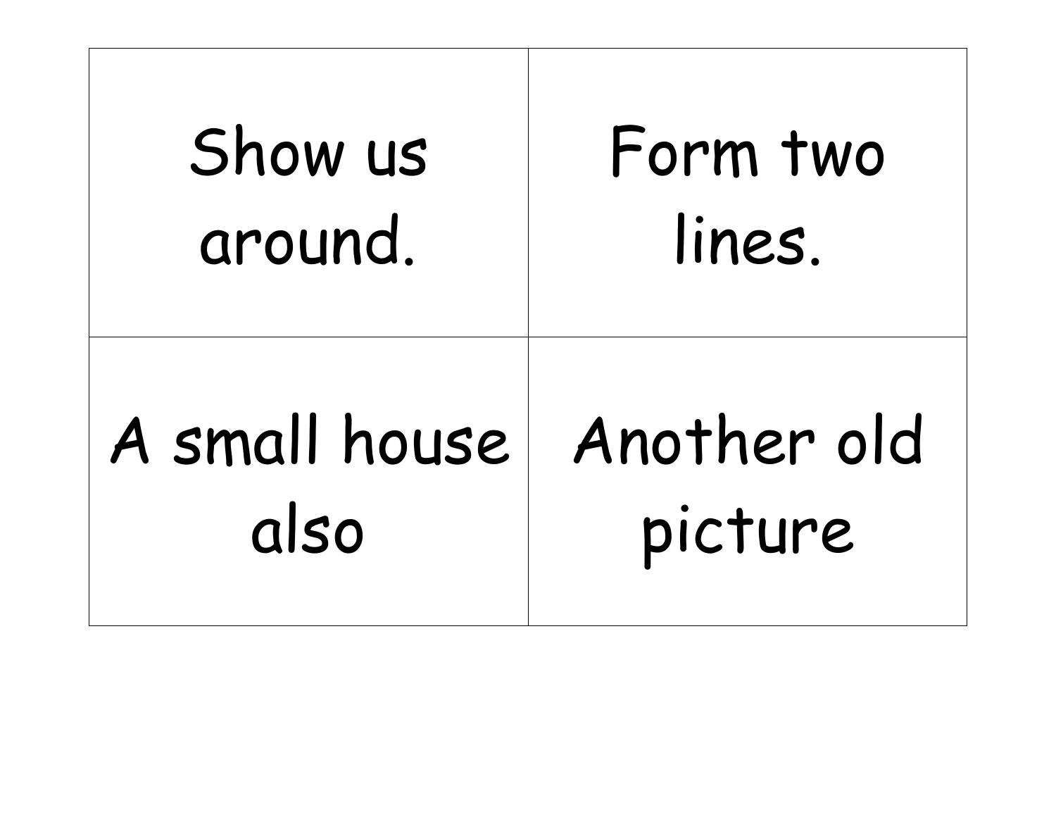| | |
|---|---|
| Show us around. | Form two lines. |
| A small house also | Another old picture |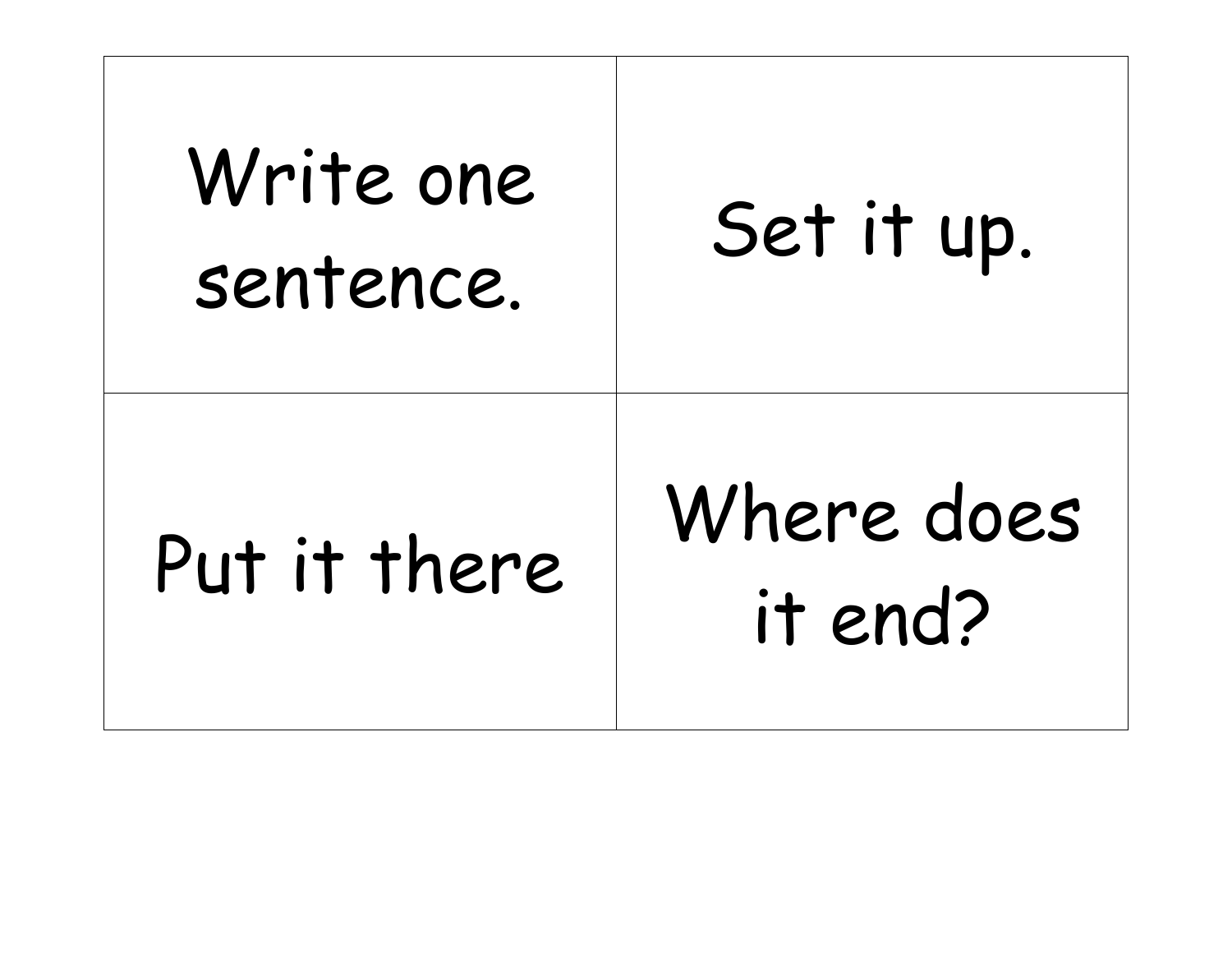| Write one sentence. | Set it up. |
| --- | --- |
| Put it there | Where does it end? |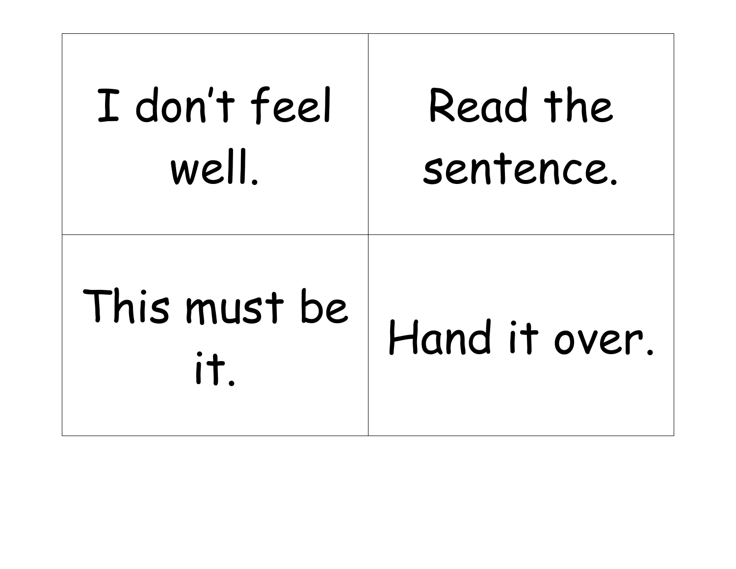| | |
|---|---|
| I don't feel well. | Read the sentence. |
| This must be it. | Hand it over. |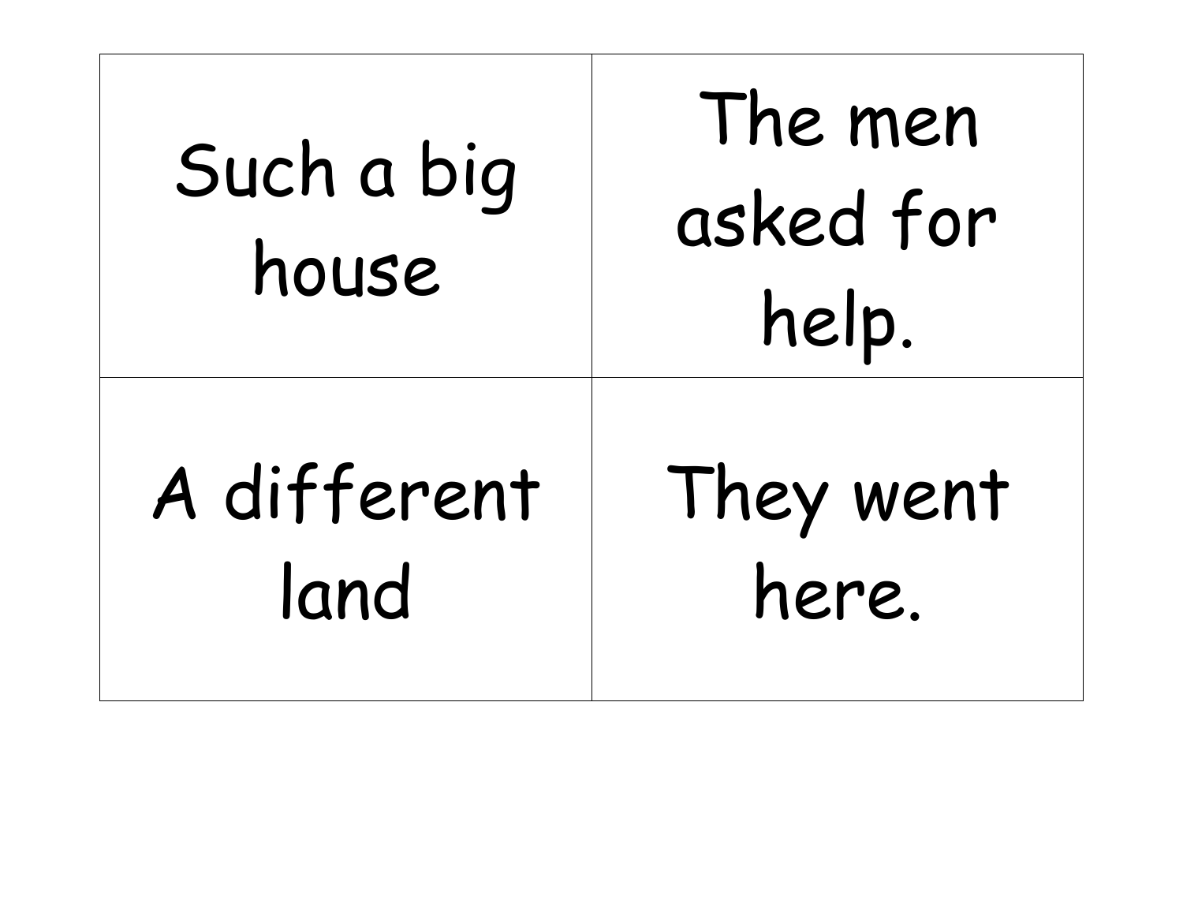| | |
|---|---|
| Such a big house | The men asked for help. |
| A different land | They went here. |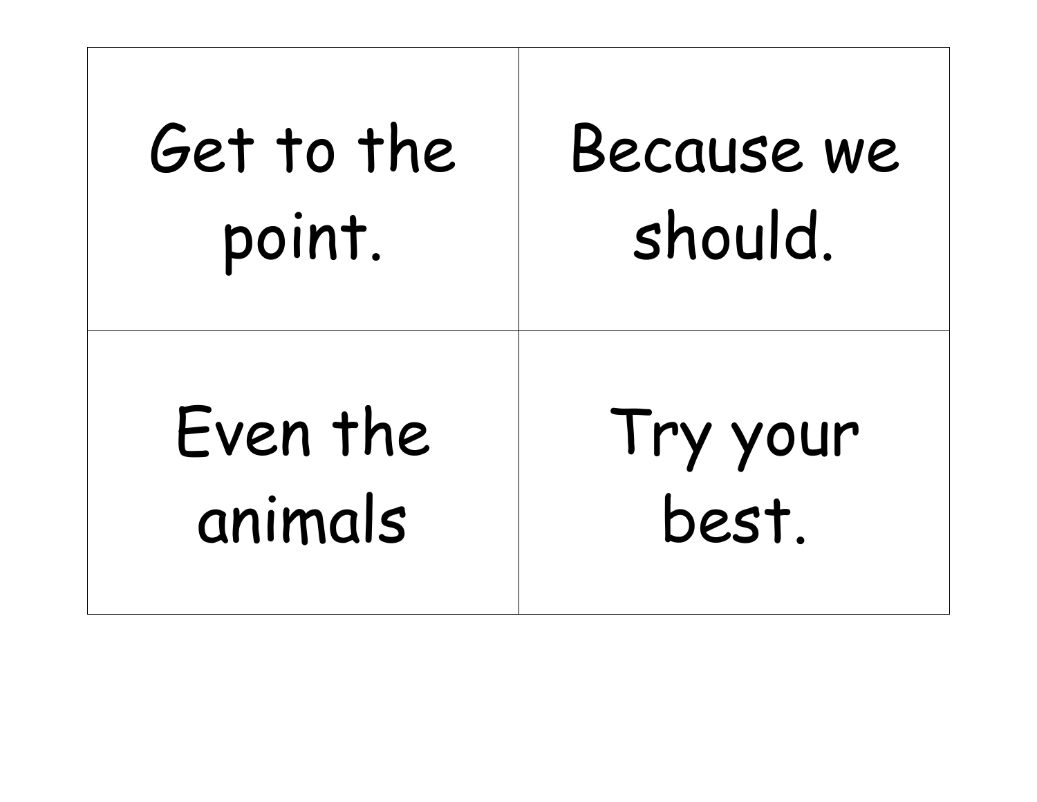| Get to the point. | Because we should. |
| --- | --- |
| Even the animals | Try your best. |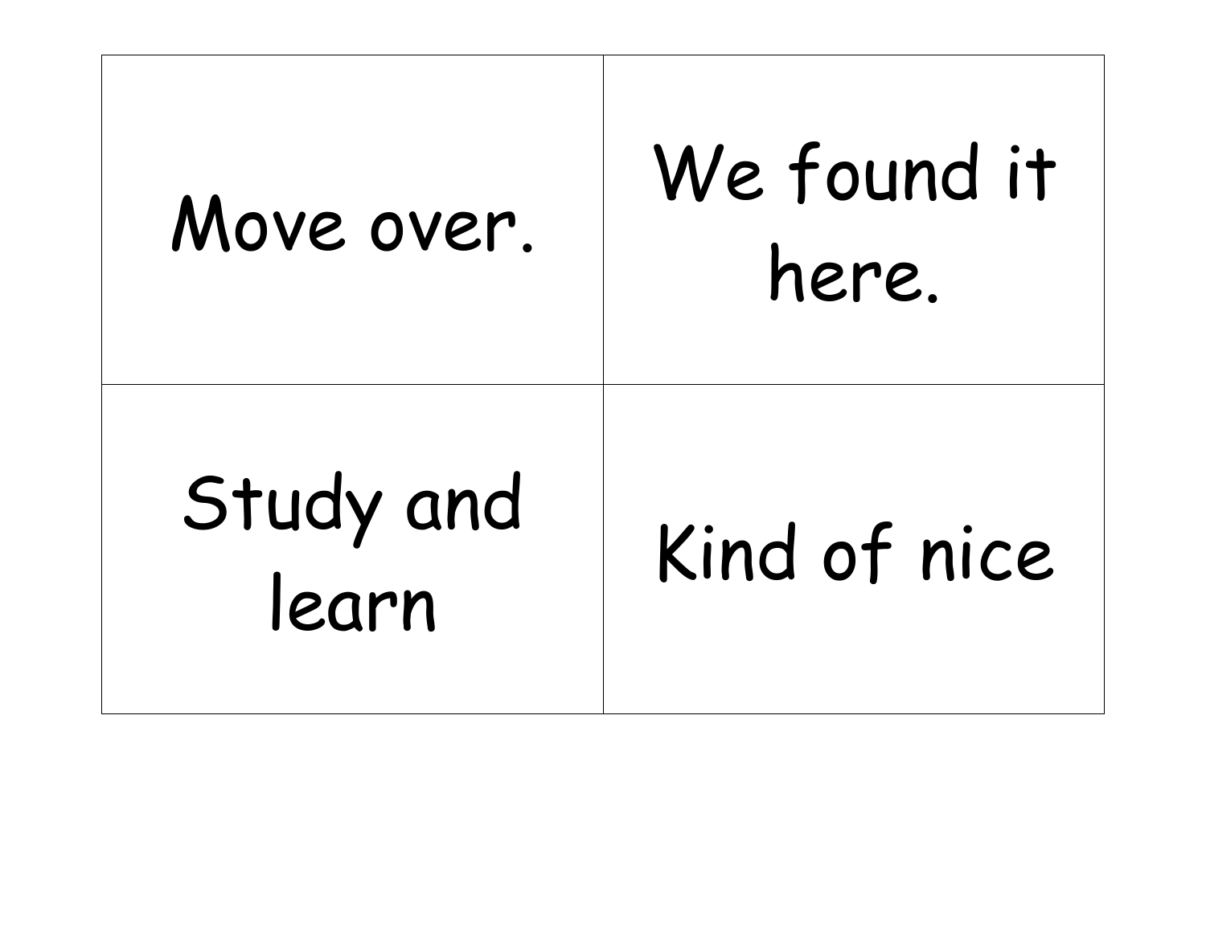| Move over. | We found it here. |
| --- | --- |
| Study and learn | Kind of nice |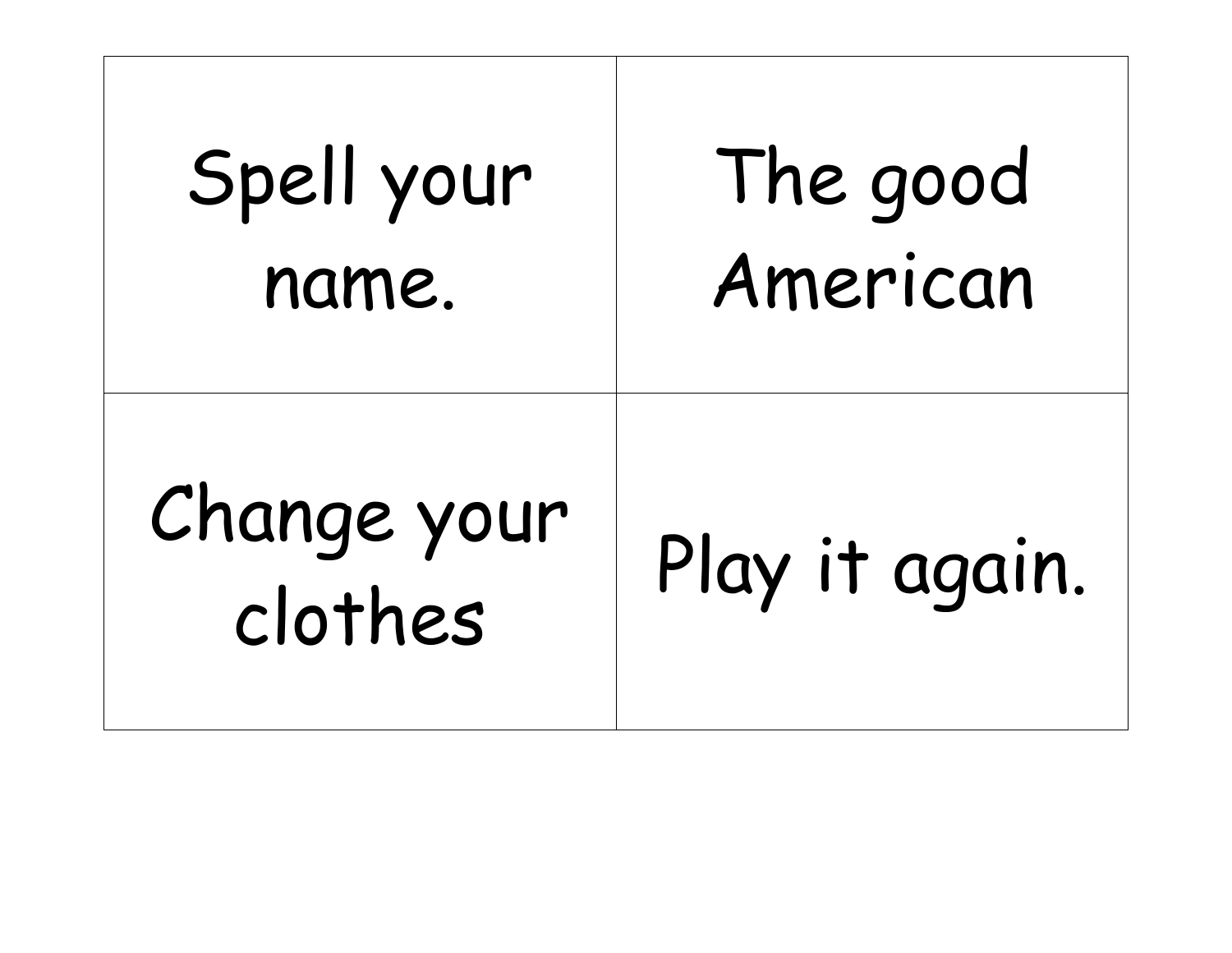| Spell your name. | The good American |
|---|---|
| Change your clothes | Play it again. |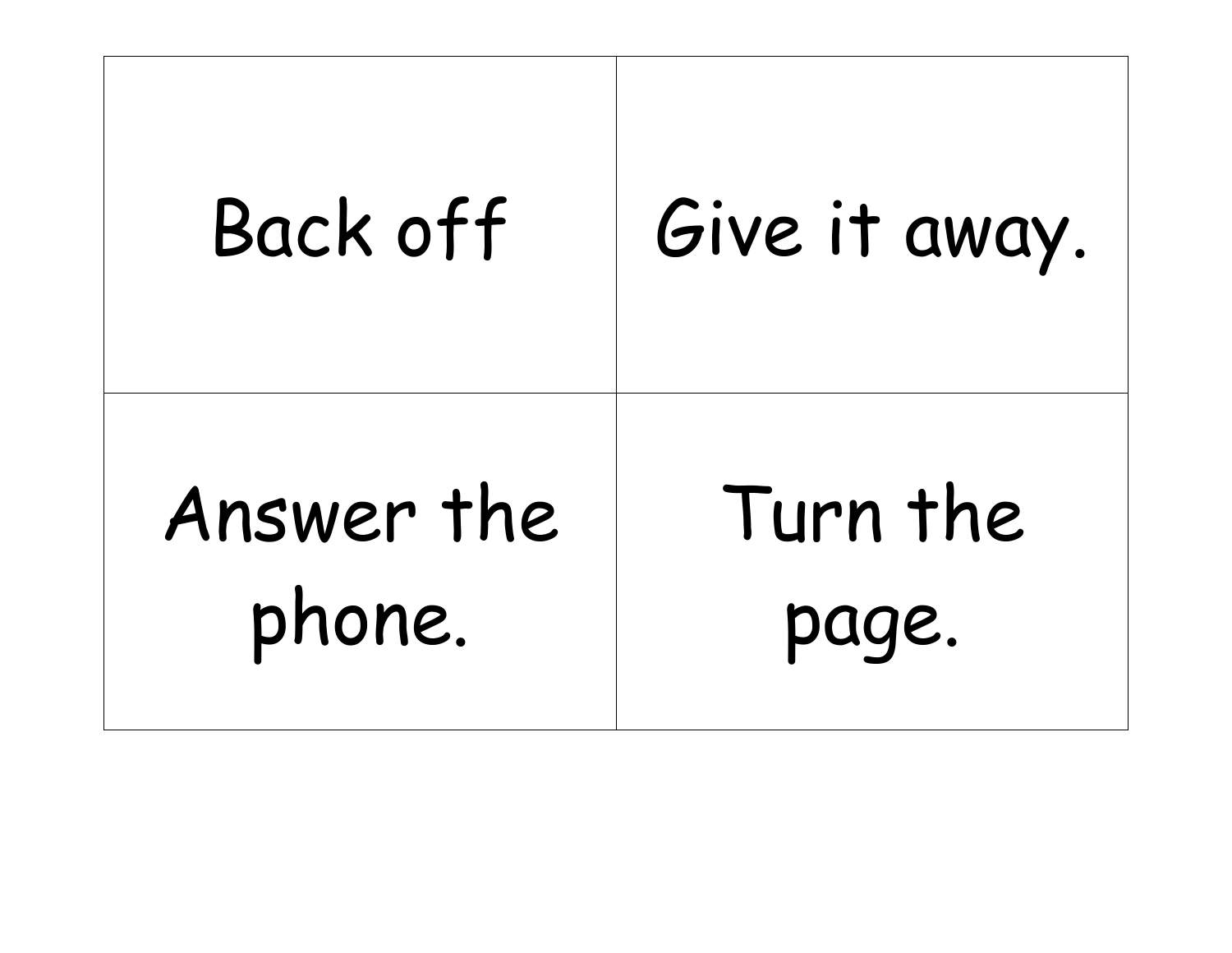| | |
|---|---|
| Back off | Give it away. |
| Answer the phone. | Turn the page. |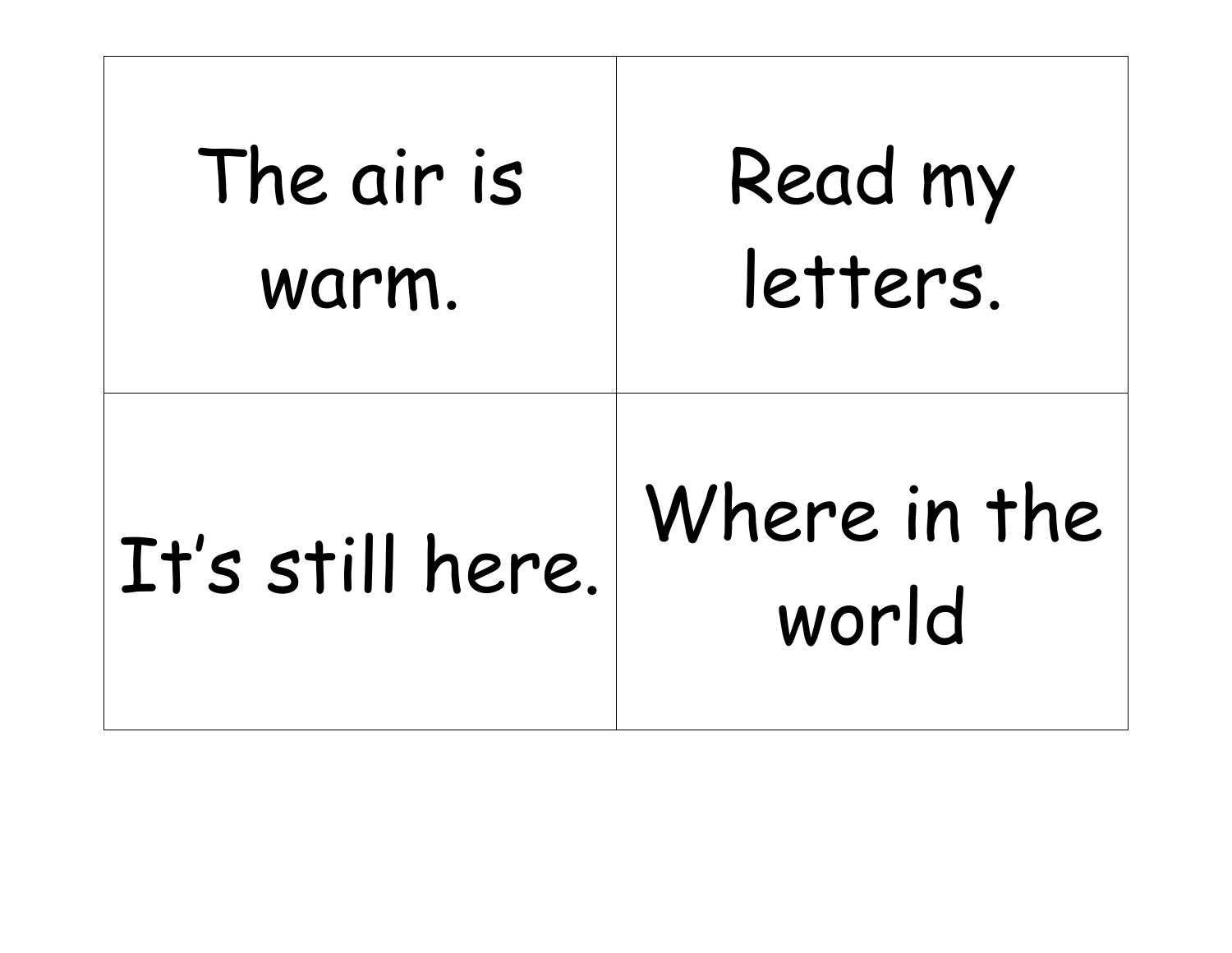| | |
|---|---|
| The air is warm. | Read my letters. |
| It's still here. | Where in the world |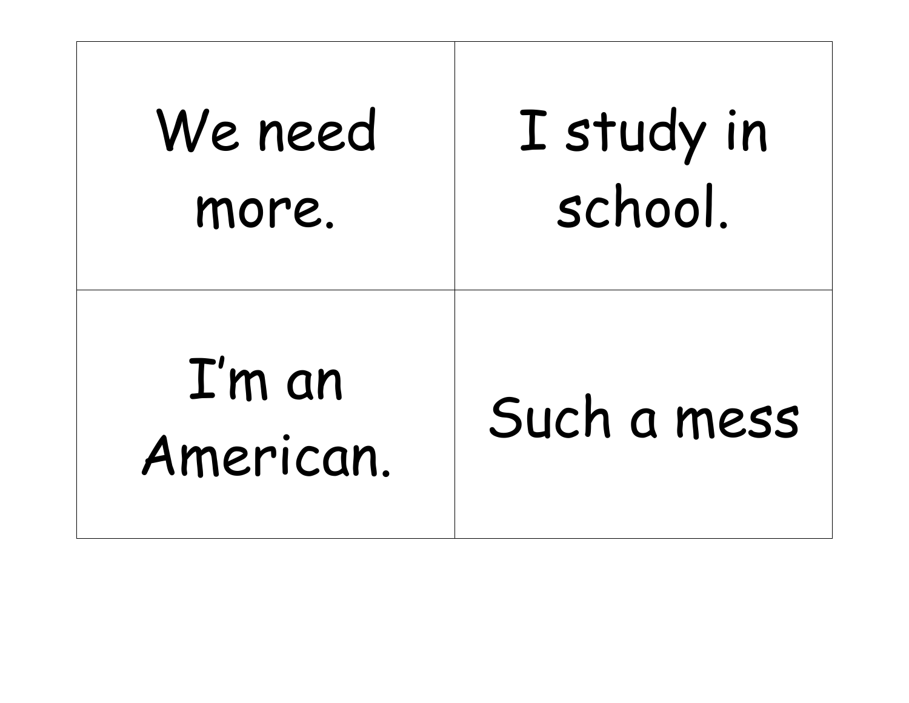| | |
|---|---|
| We need more. | I study in school. |
| I’m an American. | Such a mess |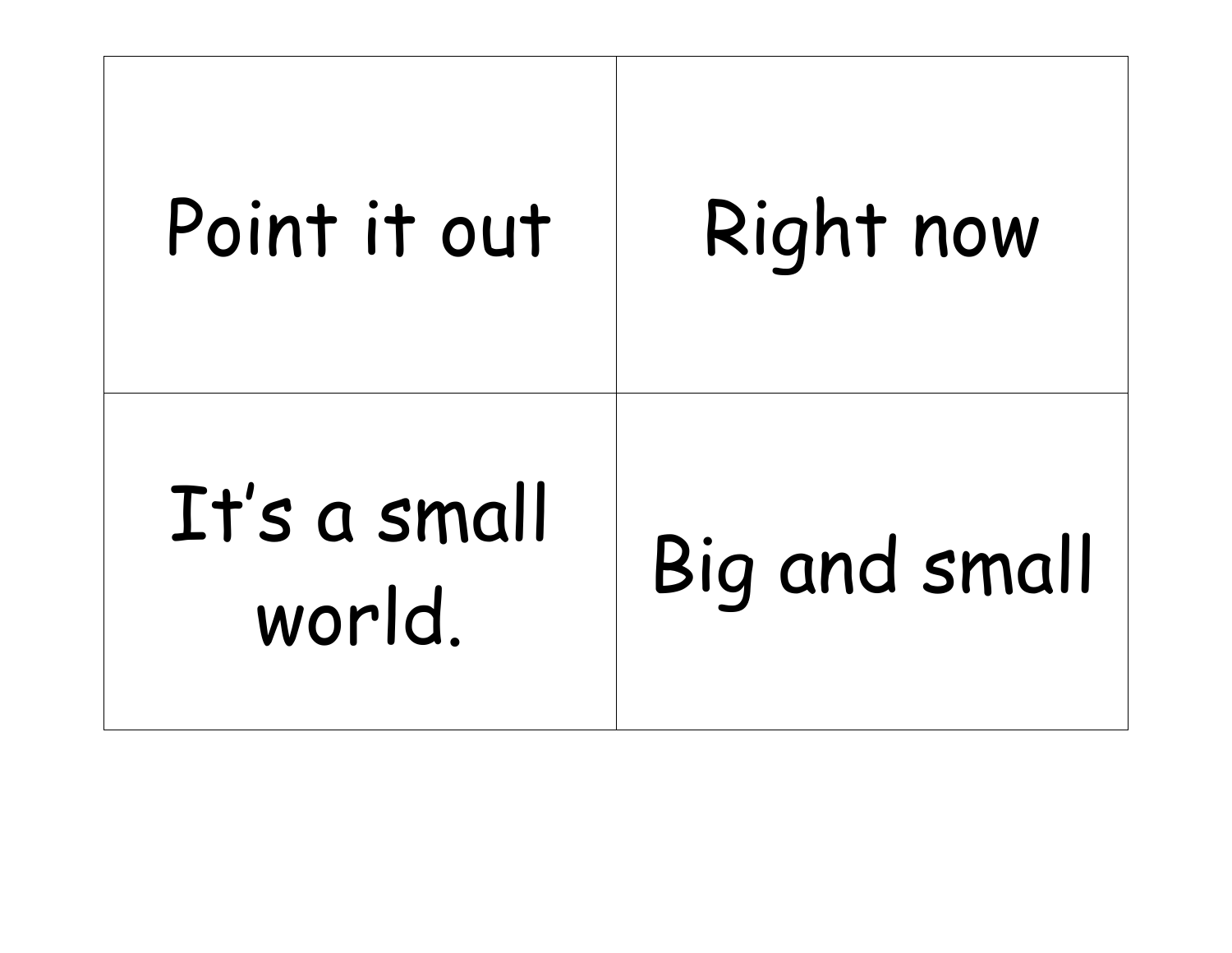| Point it out | Right now |
| --- | --- |
| It's a small world. | Big and small |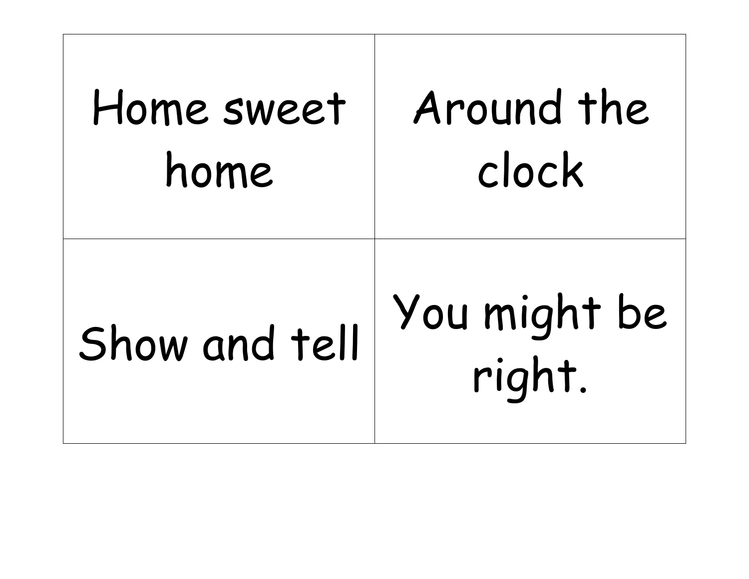| Home sweet home | Around the clock |
| --- | --- |
| Show and tell | You might be right. |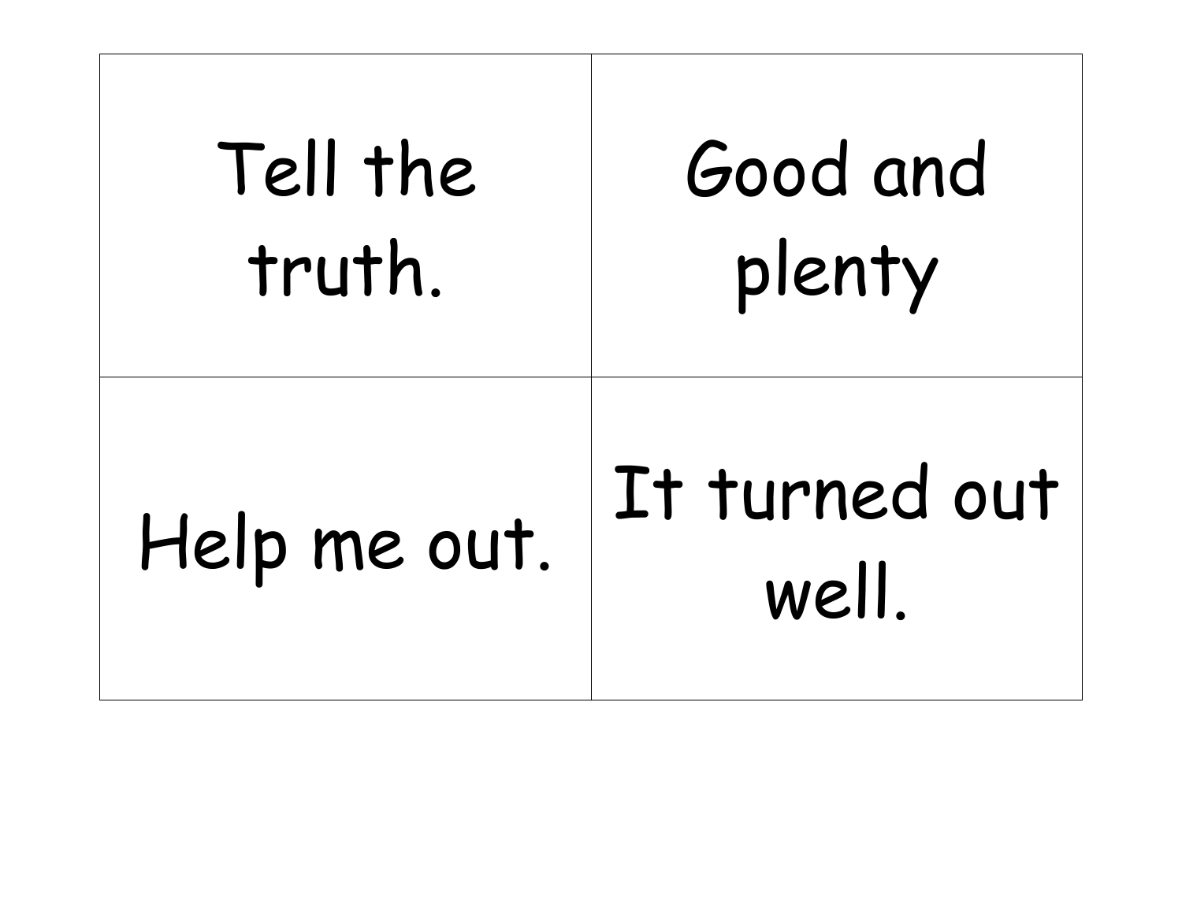| Tell the truth. | Good and plenty |
|---|---|
| Help me out. | It turned out well. |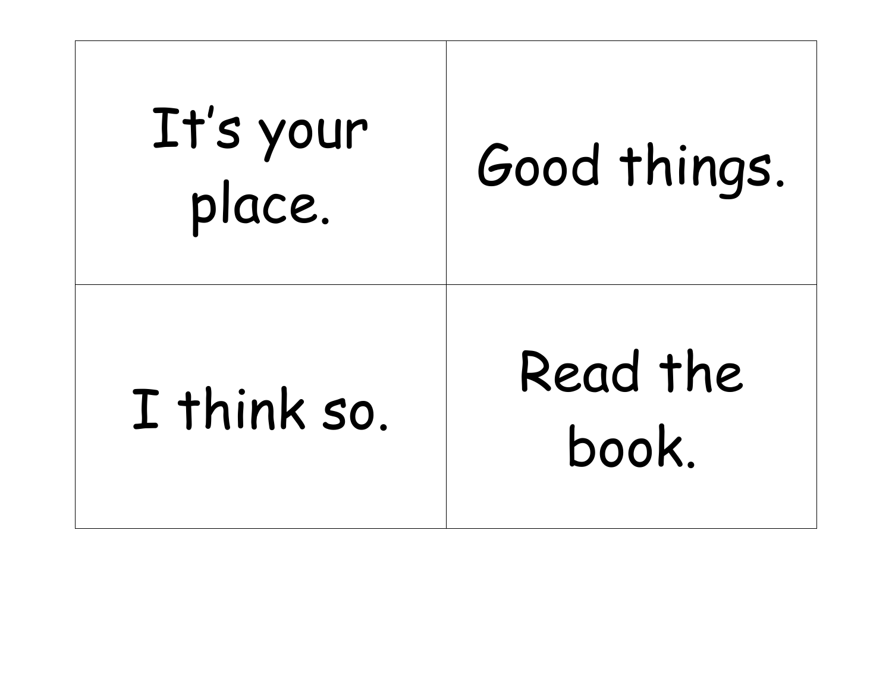| | |
|---|---|
| It's your place. | Good things. |
| I think so. | Read the book. |